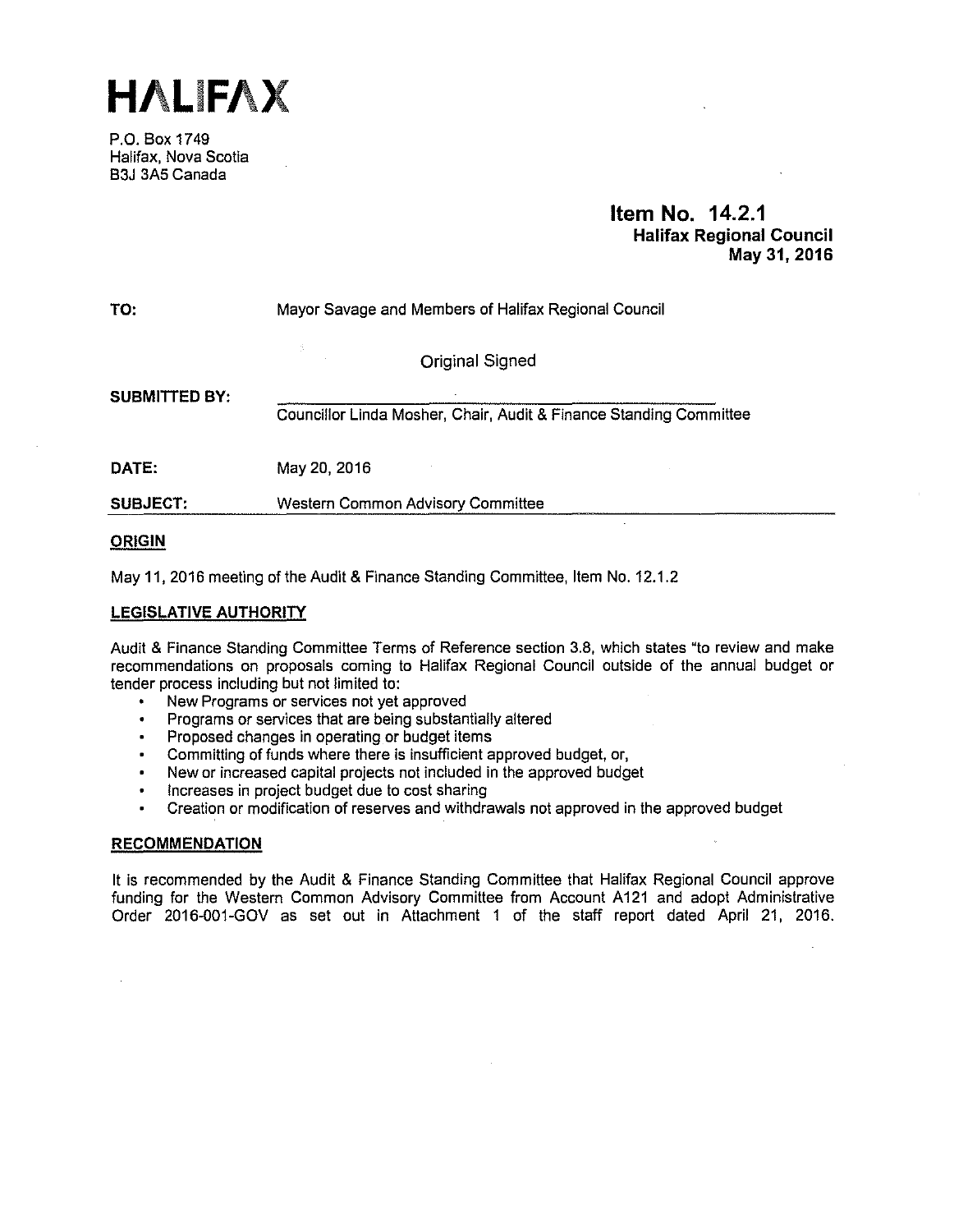# HALIFAX

P.O. Box 1749
Halifax, Nova Scotia
B3J 3A5 Canada

**Item No. 14.2.1**
**Halifax Regional Council**
**May 31, 2016**

**TO:** Mayor Savage and Members of Halifax Regional Council

Original Signed

**SUBMITTED BY:**

Councillor Linda Mosher, Chair, Audit & Finance Standing Committee

**DATE:** May 20, 2016

**SUBJECT:** Western Common Advisory Committee

## ORIGIN

May 11, 2016 meeting of the Audit & Finance Standing Committee, Item No. 12.1.2

## LEGISLATIVE AUTHORITY

Audit & Finance Standing Committee Terms of Reference section 3.8, which states "to review and make recommendations on proposals coming to Halifax Regional Council outside of the annual budget or tender process including but not limited to:

- New Programs or services not yet approved
- Programs or services that are being substantially altered
- Proposed changes in operating or budget items
- Committing of funds where there is insufficient approved budget, or,
- New or increased capital projects not included in the approved budget
- Increases in project budget due to cost sharing
- Creation or modification of reserves and withdrawals not approved in the approved budget

## RECOMMENDATION

It is recommended by the Audit & Finance Standing Committee that Halifax Regional Council approve funding for the Western Common Advisory Committee from Account A121 and adopt Administrative Order 2016-001-GOV as set out in Attachment 1 of the staff report dated April 21, 2016.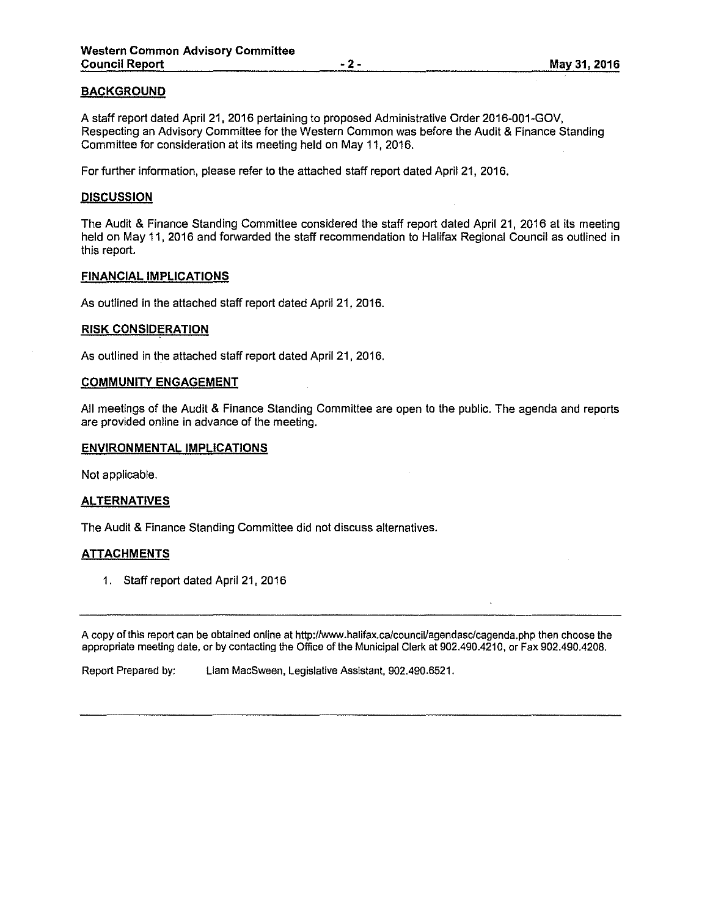## BACKGROUND

A staff report dated April 21, 2016 pertaining to proposed Administrative Order 2016-001-GOV, Respecting an Advisory Committee for the Western Common was before the Audit & Finance Standing Committee for consideration at its meeting held on May 11, 2016.

For further information, please refer to the attached staff report dated April 21, 2016.

## DISCUSSION

The Audit & Finance Standing Committee considered the staff report dated April 21, 2016 at its meeting held on May 11, 2016 and forwarded the staff recommendation to Halifax Regional Council as outlined in this report.

## FINANCIAL IMPLICATIONS

As outlined in the attached staff report dated April 21, 2016.

## RISK CONSIDERATION

As outlined in the attached staff report dated April 21, 2016.

## COMMUNITY ENGAGEMENT

All meetings of the Audit & Finance Standing Committee are open to the public. The agenda and reports are provided online in advance of the meeting.

## ENVIRONMENTAL IMPLICATIONS

Not applicable.

## ALTERNATIVES

The Audit & Finance Standing Committee did not discuss alternatives.

## ATTACHMENTS

1. Staff report dated April 21, 2016

---

A copy of this report can be obtained online at http://www.halifax.ca/council/agendasc/cagenda.php then choose the appropriate meeting date, or by contacting the Office of the Municipal Clerk at 902.490.4210, or Fax 902.490.4208.

Report Prepared by: Liam MacSween, Legislative Assistant, 902.490.6521.

---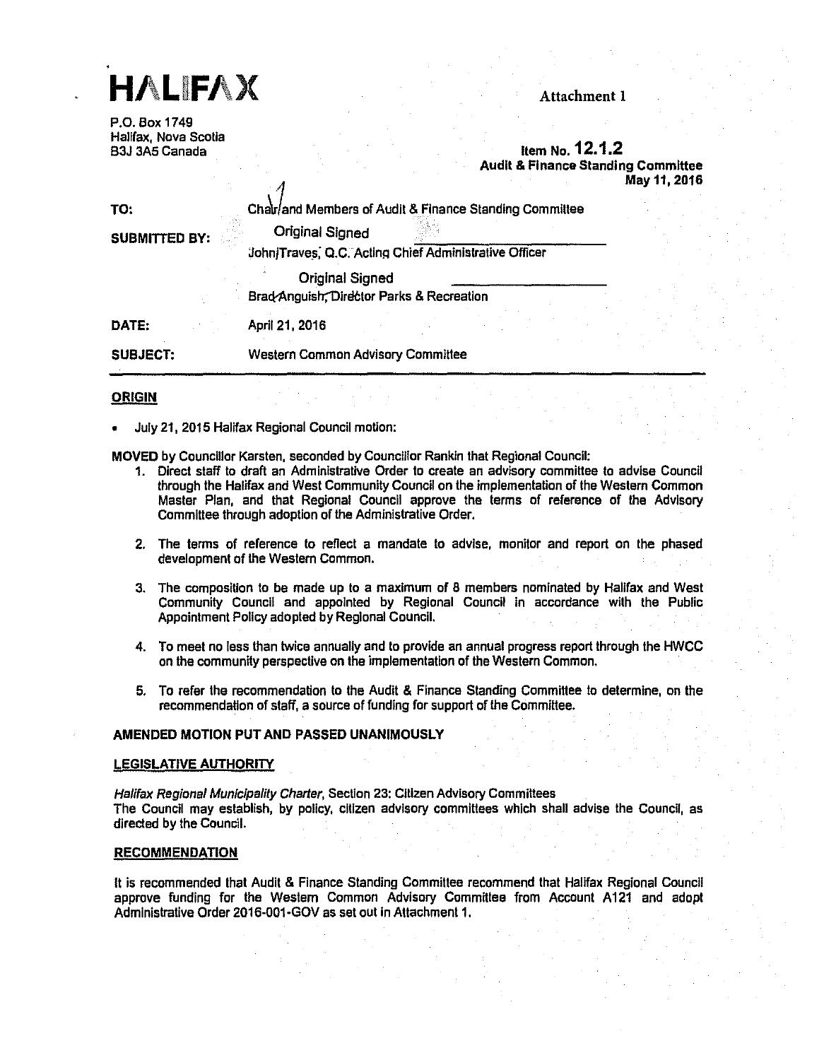# HALIFAX

Attachment 1

P.O. Box 1749
Halifax, Nova Scotia
B3J 3A5 Canada

**Item No. 12.1.2**
**Audit & Finance Standing Committee**
**May 11, 2016**

| | |
|---|---|
| **TO:** | Chair and Members of Audit & Finance Standing Committee |
| **SUBMITTED BY:** | Original Signed<br>John Traves, Q.C. Acting Chief Administrative Officer |
| | Original Signed<br>Brad Anguish, Director Parks & Recreation |
| **DATE:** | April 21, 2016 |
| **SUBJECT:** | Western Common Advisory Committee |

## ORIGIN

- July 21, 2015 Halifax Regional Council motion:

**MOVED** by Councillor Karsten, seconded by Councillor Rankin that Regional Council:

1. Direct staff to draft an Administrative Order to create an advisory committee to advise Council through the Halifax and West Community Council on the implementation of the Western Common Master Plan, and that Regional Council approve the terms of reference of the Advisory Committee through adoption of the Administrative Order.
2. The terms of reference to reflect a mandate to advise, monitor and report on the phased development of the Western Common.
3. The composition to be made up to a maximum of 8 members nominated by Halifax and West Community Council and appointed by Regional Council in accordance with the Public Appointment Policy adopted by Regional Council.
4. To meet no less than twice annually and to provide an annual progress report through the HWCC on the community perspective on the implementation of the Western Common.
5. To refer the recommendation to the Audit & Finance Standing Committee to determine, on the recommendation of staff, a source of funding for support of the Committee.

**AMENDED MOTION PUT AND PASSED UNANIMOUSLY**

## LEGISLATIVE AUTHORITY

*Halifax Regional Municipality Charter*, Section 23: Citizen Advisory Committees
The Council may establish, by policy, citizen advisory committees which shall advise the Council, as directed by the Council.

## RECOMMENDATION

It is recommended that Audit & Finance Standing Committee recommend that Halifax Regional Council approve funding for the Western Common Advisory Committee from Account A121 and adopt Administrative Order 2016-001-GOV as set out in Attachment 1.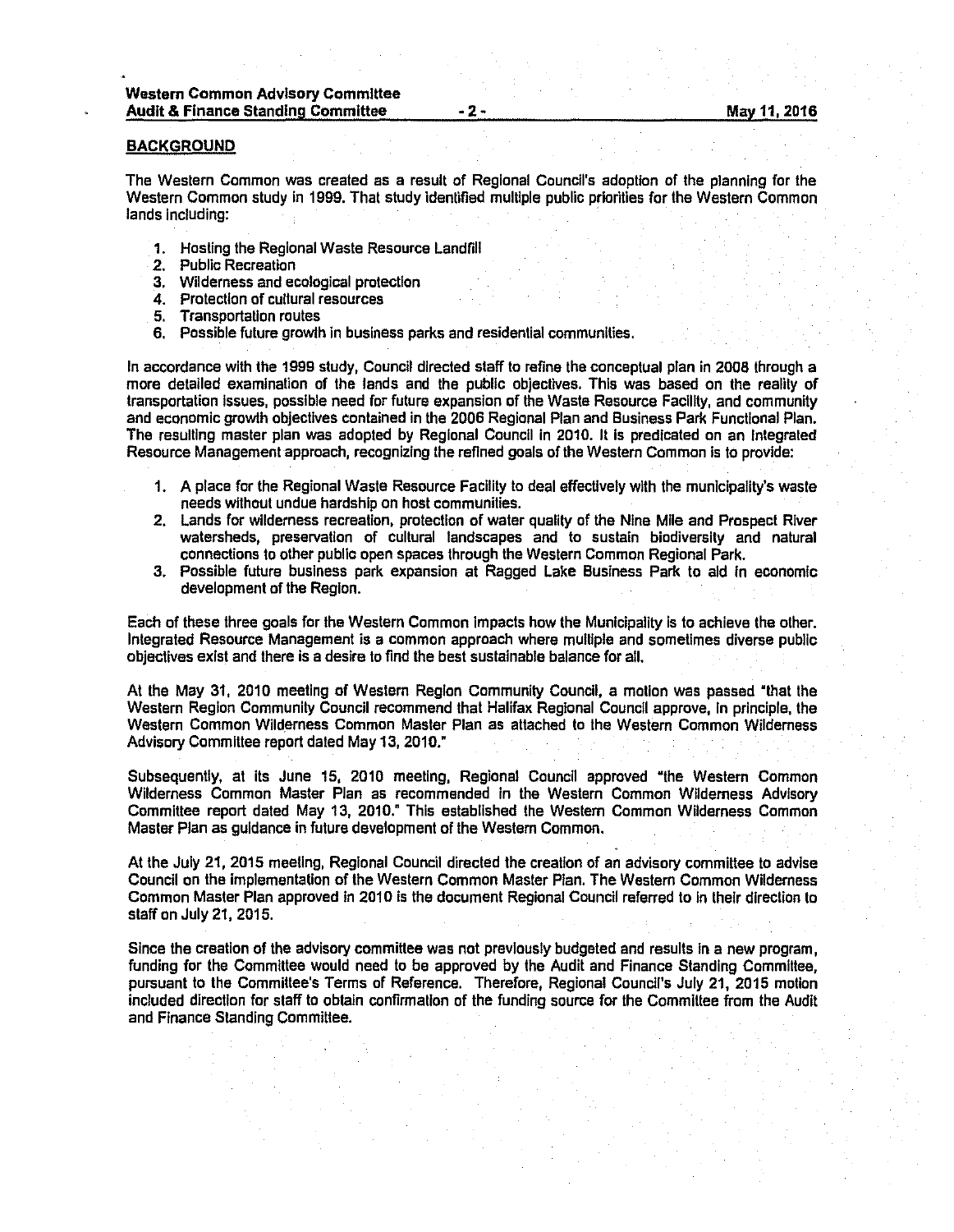## BACKGROUND

The Western Common was created as a result of Regional Council's adoption of the planning for the Western Common study in 1999. That study identified multiple public priorities for the Western Common lands including:

1. Hosting the Regional Waste Resource Landfill
2. Public Recreation
3. Wilderness and ecological protection
4. Protection of cultural resources
5. Transportation routes
6. Possible future growth in business parks and residential communities.

In accordance with the 1999 study, Council directed staff to refine the conceptual plan in 2008 through a more detailed examination of the lands and the public objectives. This was based on the reality of transportation issues, possible need for future expansion of the Waste Resource Facility, and community and economic growth objectives contained in the 2006 Regional Plan and Business Park Functional Plan. The resulting master plan was adopted by Regional Council in 2010. It is predicated on an Integrated Resource Management approach, recognizing the refined goals of the Western Common is to provide:

1. A place for the Regional Waste Resource Facility to deal effectively with the municipality's waste needs without undue hardship on host communities.
2. Lands for wilderness recreation, protection of water quality of the Nine Mile and Prospect River watersheds, preservation of cultural landscapes and to sustain biodiversity and natural connections to other public open spaces through the Western Common Regional Park.
3. Possible future business park expansion at Ragged Lake Business Park to aid in economic development of the Region.

Each of these three goals for the Western Common impacts how the Municipality is to achieve the other. Integrated Resource Management is a common approach where multiple and sometimes diverse public objectives exist and there is a desire to find the best sustainable balance for all.

At the May 31, 2010 meeting of Western Region Community Council, a motion was passed "that the Western Region Community Council recommend that Halifax Regional Council approve, in principle, the Western Common Wilderness Common Master Plan as attached to the Western Common Wilderness Advisory Committee report dated May 13, 2010."

Subsequently, at its June 15, 2010 meeting, Regional Council approved "the Western Common Wilderness Common Master Plan as recommended in the Western Common Wilderness Advisory Committee report dated May 13, 2010." This established the Western Common Wilderness Common Master Plan as guidance in future development of the Western Common.

At the July 21, 2015 meeting, Regional Council directed the creation of an advisory committee to advise Council on the implementation of the Western Common Master Plan. The Western Common Wilderness Common Master Plan approved in 2010 is the document Regional Council referred to in their direction to staff on July 21, 2015.

Since the creation of the advisory committee was not previously budgeted and results in a new program, funding for the Committee would need to be approved by the Audit and Finance Standing Committee, pursuant to the Committee's Terms of Reference. Therefore, Regional Council's July 21, 2015 motion included direction for staff to obtain confirmation of the funding source for the Committee from the Audit and Finance Standing Committee.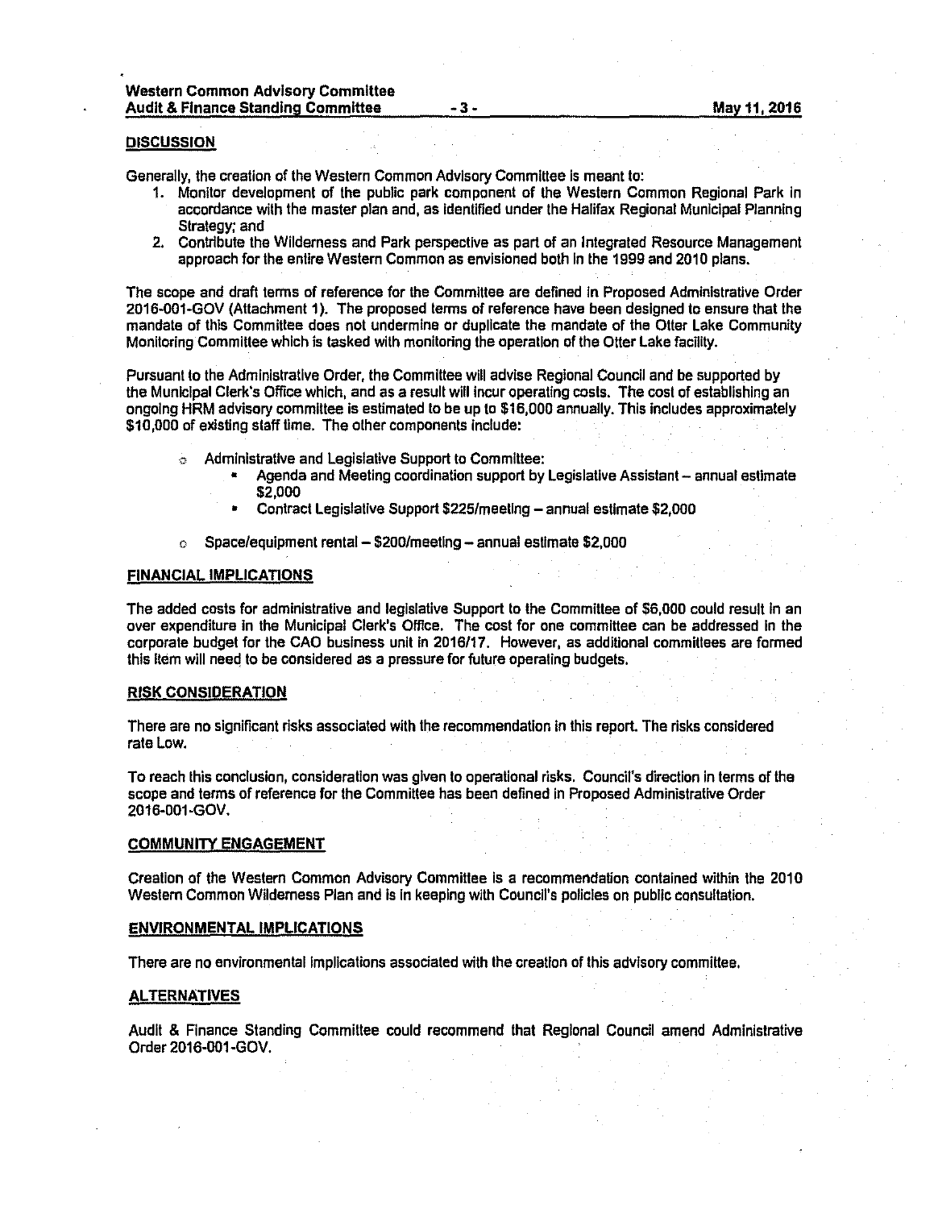## DISCUSSION

Generally, the creation of the Western Common Advisory Committee is meant to:

1. Monitor development of the public park component of the Western Common Regional Park in accordance with the master plan and, as identified under the Halifax Regional Municipal Planning Strategy; and
2. Contribute the Wilderness and Park perspective as part of an Integrated Resource Management approach for the entire Western Common as envisioned both in the 1999 and 2010 plans.

The scope and draft terms of reference for the Committee are defined in Proposed Administrative Order 2016-001-GOV (Attachment 1). The proposed terms of reference have been designed to ensure that the mandate of this Committee does not undermine or duplicate the mandate of the Otter Lake Community Monitoring Committee which is tasked with monitoring the operation of the Otter Lake facility.

Pursuant to the Administrative Order, the Committee will advise Regional Council and be supported by the Municipal Clerk's Office which, and as a result will incur operating costs. The cost of establishing an ongoing HRM advisory committee is estimated to be up to $16,000 annually. This includes approximately $10,000 of existing staff time. The other components include:

- Administrative and Legislative Support to Committee:
  - Agenda and Meeting coordination support by Legislative Assistant – annual estimate $2,000
  - Contract Legislative Support $225/meeting – annual estimate $2,000
- Space/equipment rental – $200/meeting – annual estimate $2,000

## FINANCIAL IMPLICATIONS

The added costs for administrative and legislative Support to the Committee of $6,000 could result in an over expenditure in the Municipal Clerk's Office. The cost for one committee can be addressed in the corporate budget for the CAO business unit in 2016/17. However, as additional committees are formed this item will need to be considered as a pressure for future operating budgets.

## RISK CONSIDERATION

There are no significant risks associated with the recommendation in this report. The risks considered rate Low.

To reach this conclusion, consideration was given to operational risks. Council's direction in terms of the scope and terms of reference for the Committee has been defined in Proposed Administrative Order 2016-001-GOV.

## COMMUNITY ENGAGEMENT

Creation of the Western Common Advisory Committee is a recommendation contained within the 2010 Western Common Wilderness Plan and is in keeping with Council's policies on public consultation.

## ENVIRONMENTAL IMPLICATIONS

There are no environmental implications associated with the creation of this advisory committee.

## ALTERNATIVES

Audit & Finance Standing Committee could recommend that Regional Council amend Administrative Order 2016-001-GOV.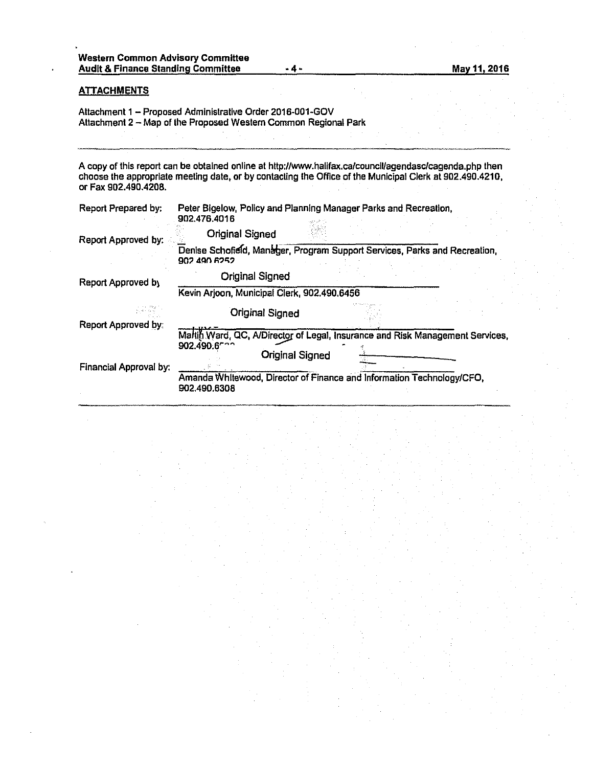## ATTACHMENTS

Attachment 1 – Proposed Administrative Order 2016-001-GOV
Attachment 2 – Map of the Proposed Western Common Regional Park

---

A copy of this report can be obtained online at http://www.halifax.ca/council/agendasc/cagenda.php then choose the appropriate meeting date, or by contacting the Office of the Municipal Clerk at 902.490.4210, or Fax 902.490.4208.

Report Prepared by: Peter Bigelow, Policy and Planning Manager Parks and Recreation, 902.476.4016

Report Approved by: Original Signed
Denise Schofield, Manager, Program Support Services, Parks and Recreation, 902.490.6252

Report Approved by: Original Signed
Kevin Arjoon, Municipal Clerk, 902.490.6456

Report Approved by: Original Signed
Martin Ward, QC, A/Director of Legal, Insurance and Risk Management Services, 902.490.6

Financial Approval by: Original Signed
Amanda Whitewood, Director of Finance and Information Technology/CFO, 902.490.6308

---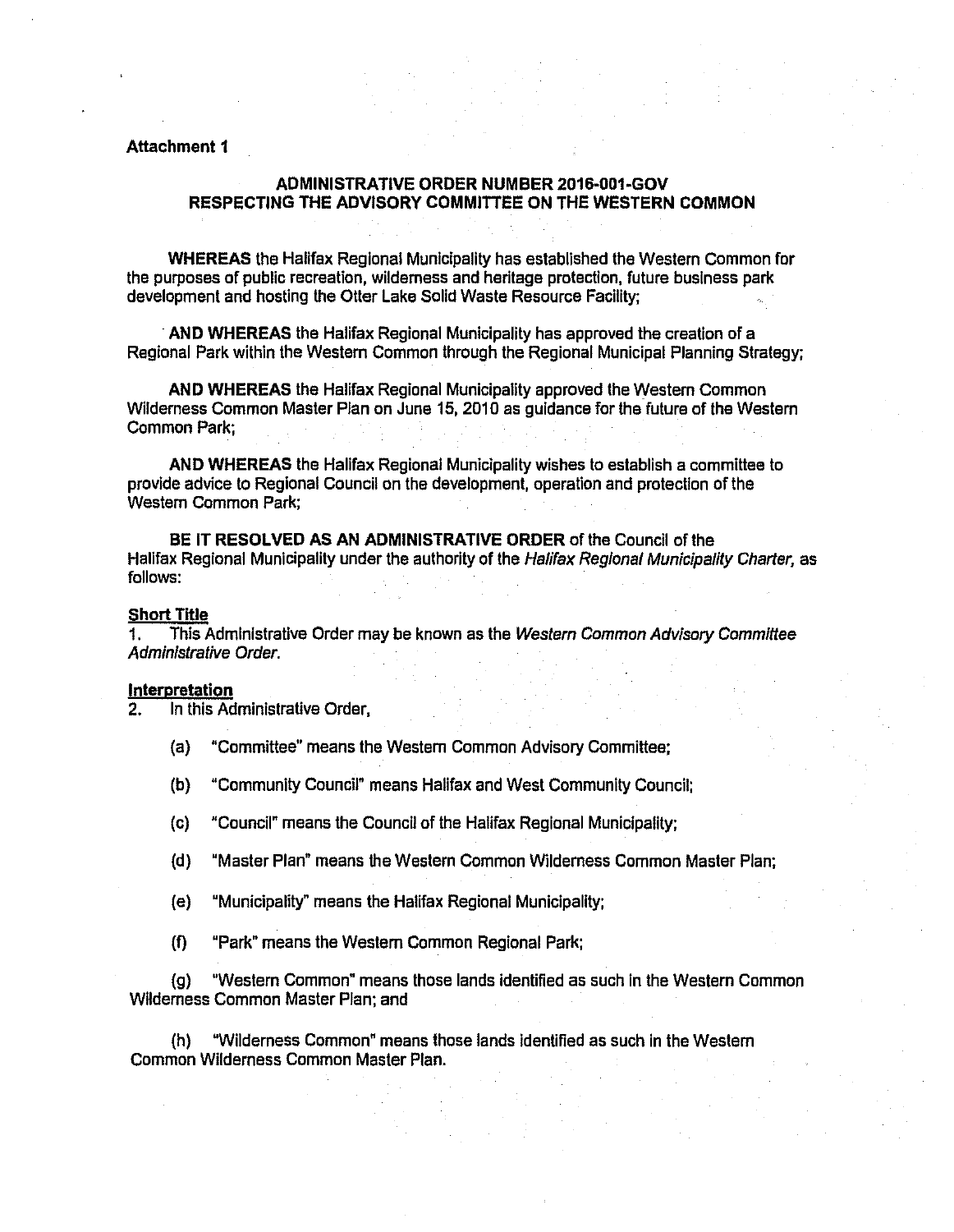**Attachment 1**

**ADMINISTRATIVE ORDER NUMBER 2016-001-GOV**
**RESPECTING THE ADVISORY COMMITTEE ON THE WESTERN COMMON**

**WHEREAS** the Halifax Regional Municipality has established the Western Common for the purposes of public recreation, wilderness and heritage protection, future business park development and hosting the Otter Lake Solid Waste Resource Facility;

**AND WHEREAS** the Halifax Regional Municipality has approved the creation of a Regional Park within the Western Common through the Regional Municipal Planning Strategy;

**AND WHEREAS** the Halifax Regional Municipality approved the Western Common Wilderness Common Master Plan on June 15, 2010 as guidance for the future of the Western Common Park;

**AND WHEREAS** the Halifax Regional Municipality wishes to establish a committee to provide advice to Regional Council on the development, operation and protection of the Western Common Park;

**BE IT RESOLVED AS AN ADMINISTRATIVE ORDER** of the Council of the Halifax Regional Municipality under the authority of the *Halifax Regional Municipality Charter*, as follows:

**Short Title**

1. This Administrative Order may be known as the *Western Common Advisory Committee Administrative Order.*

**Interpretation**

2. In this Administrative Order,

(a) "Committee" means the Western Common Advisory Committee;

(b) "Community Council" means Halifax and West Community Council;

(c) "Council" means the Council of the Halifax Regional Municipality;

(d) "Master Plan" means the Western Common Wilderness Common Master Plan;

(e) "Municipality" means the Halifax Regional Municipality;

(f) "Park" means the Western Common Regional Park;

(g) "Western Common" means those lands identified as such in the Western Common Wilderness Common Master Plan; and

(h) "Wilderness Common" means those lands identified as such in the Western Common Wilderness Common Master Plan.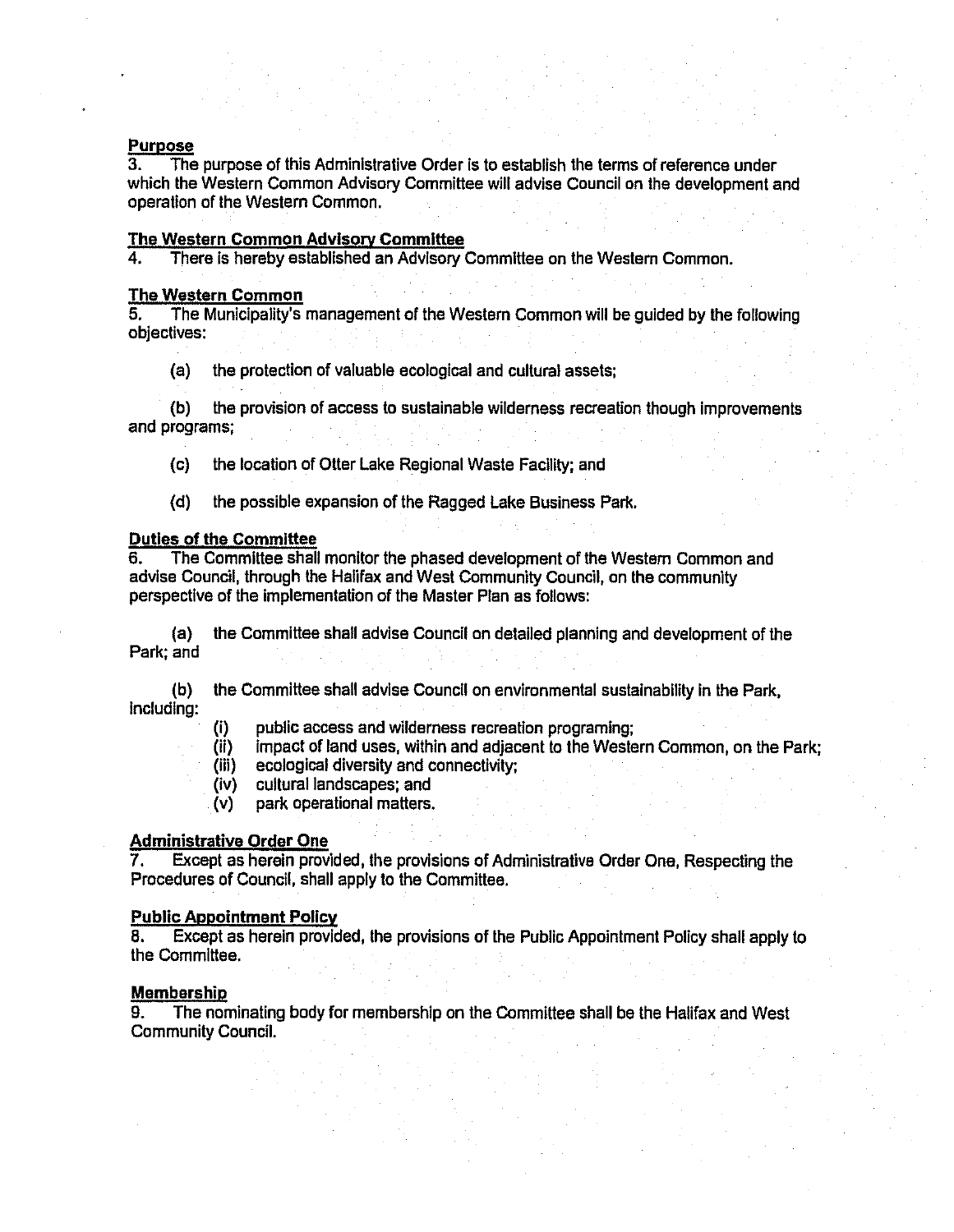**Purpose**

3. The purpose of this Administrative Order is to establish the terms of reference under which the Western Common Advisory Committee will advise Council on the development and operation of the Western Common.

**The Western Common Advisory Committee**

4. There is hereby established an Advisory Committee on the Western Common.

**The Western Common**

5. The Municipality's management of the Western Common will be guided by the following objectives:

(a) the protection of valuable ecological and cultural assets;

(b) the provision of access to sustainable wilderness recreation though improvements and programs;

(c) the location of Otter Lake Regional Waste Facility; and

(d) the possible expansion of the Ragged Lake Business Park.

**Duties of the Committee**

6. The Committee shall monitor the phased development of the Western Common and advise Council, through the Halifax and West Community Council, on the community perspective of the implementation of the Master Plan as follows:

(a) the Committee shall advise Council on detailed planning and development of the Park; and

(b) the Committee shall advise Council on environmental sustainability in the Park, including:

(i) public access and wilderness recreation programing;
(ii) impact of land uses, within and adjacent to the Western Common, on the Park;
(iii) ecological diversity and connectivity;
(iv) cultural landscapes; and
(v) park operational matters.

**Administrative Order One**

7. Except as herein provided, the provisions of Administrative Order One, Respecting the Procedures of Council, shall apply to the Committee.

**Public Appointment Policy**

8. Except as herein provided, the provisions of the Public Appointment Policy shall apply to the Committee.

**Membership**

9. The nominating body for membership on the Committee shall be the Halifax and West Community Council.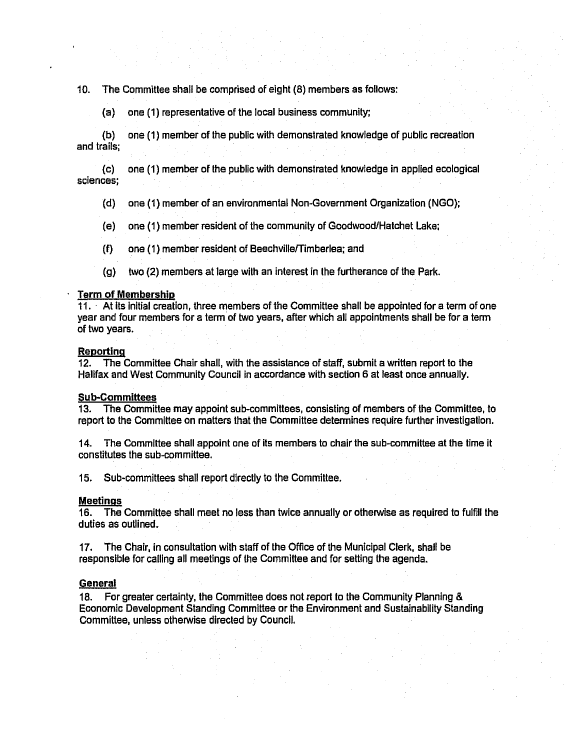10. The Committee shall be comprised of eight (8) members as follows:

(a) one (1) representative of the local business community;

(b) one (1) member of the public with demonstrated knowledge of public recreation and trails;

(c) one (1) member of the public with demonstrated knowledge in applied ecological sciences;

(d) one (1) member of an environmental Non-Government Organization (NGO);

(e) one (1) member resident of the community of Goodwood/Hatchet Lake;

(f) one (1) member resident of Beechville/Timberlea; and

(g) two (2) members at large with an interest in the furtherance of the Park.

**Term of Membership**

11. At its initial creation, three members of the Committee shall be appointed for a term of one year and four members for a term of two years, after which all appointments shall be for a term of two years.

**Reporting**

12. The Committee Chair shall, with the assistance of staff, submit a written report to the Halifax and West Community Council in accordance with section 6 at least once annually.

**Sub-Committees**

13. The Committee may appoint sub-committees, consisting of members of the Committee, to report to the Committee on matters that the Committee determines require further investigation.

14. The Committee shall appoint one of its members to chair the sub-committee at the time it constitutes the sub-committee.

15. Sub-committees shall report directly to the Committee.

**Meetings**

16. The Committee shall meet no less than twice annually or otherwise as required to fulfill the duties as outlined.

17. The Chair, in consultation with staff of the Office of the Municipal Clerk, shall be responsible for calling all meetings of the Committee and for setting the agenda.

**General**

18. For greater certainty, the Committee does not report to the Community Planning & Economic Development Standing Committee or the Environment and Sustainability Standing Committee, unless otherwise directed by Council.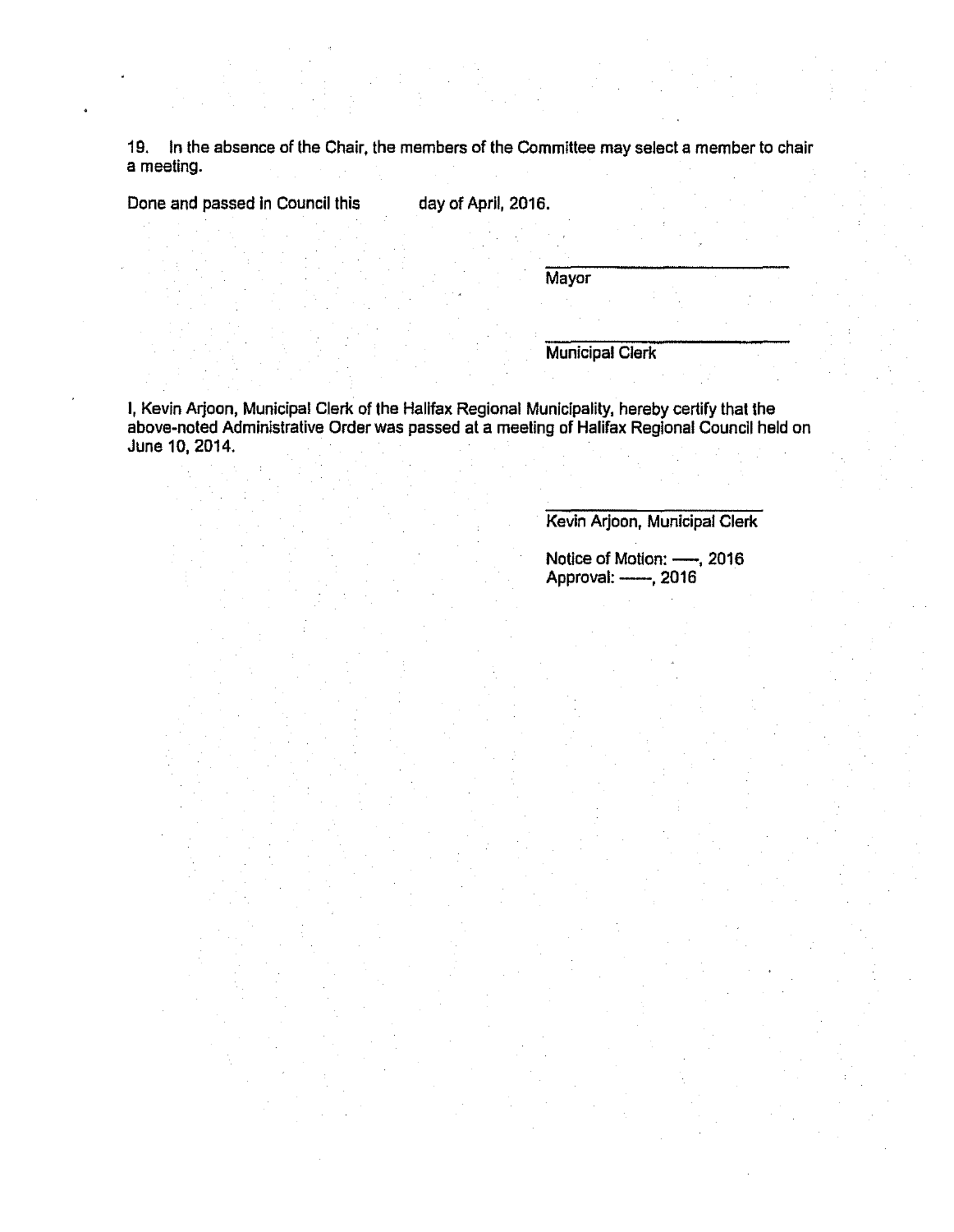19. In the absence of the Chair, the members of the Committee may select a member to chair a meeting.

Done and passed in Council this day of April, 2016.

\_\_\_\_\_\_\_\_\_\_\_\_\_\_\_\_\_\_\_\_\_\_\_\_\_\_\_\_

Mayor

\_\_\_\_\_\_\_\_\_\_\_\_\_\_\_\_\_\_\_\_\_\_\_\_\_\_\_\_

Municipal Clerk

I, Kevin Arjoon, Municipal Clerk of the Halifax Regional Municipality, hereby certify that the above-noted Administrative Order was passed at a meeting of Halifax Regional Council held on June 10, 2014.

\_\_\_\_\_\_\_\_\_\_\_\_\_\_\_\_\_\_\_\_\_\_\_\_\_\_\_\_

Kevin Arjoon, Municipal Clerk

Notice of Motion: ----, 2016
Approval: -----, 2016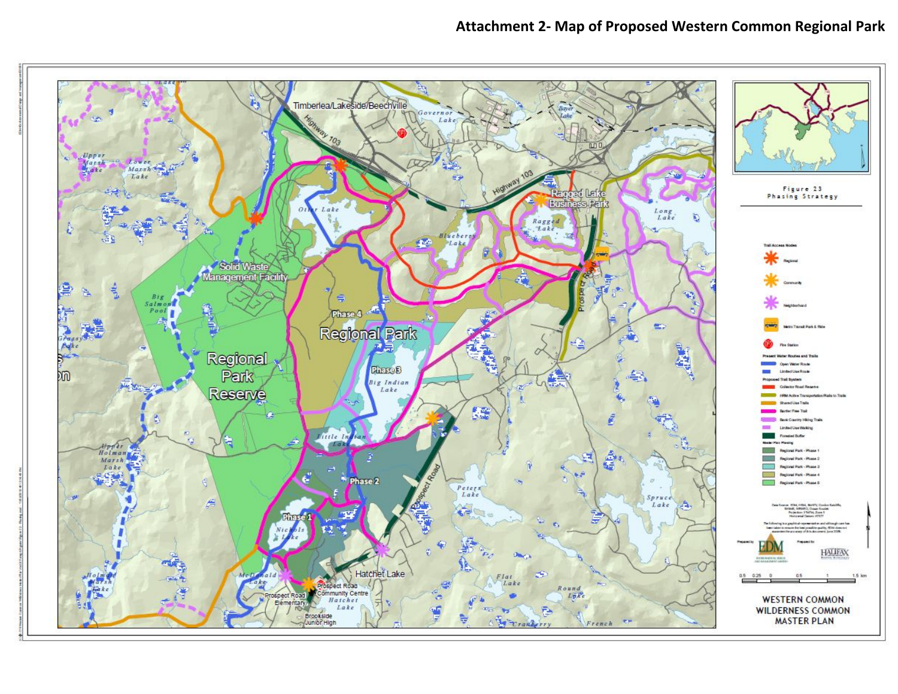# Attachment 2- Map of Proposed Western Common Regional Park

Timberlea/Lakeside/Beechville

Highway 103

Governor Lake

Bayer Lake

Upper Marsh Lake

Lower Marsh Lake

Otter Lake

Ragged Lake Business Park

Ragged Lake

Long Lake

Blueberry Lake

Solid Waste Management Facility

Big Salmon Pool

Grassy Lake

Phase 4

Regional Park

Regional Park Reserve

Prospect Road

Phase 3

Big Indian Lake

Little Indian Lake

Upper Holman Marsh Lake

Phase 2

Prospect Road

Peters Lake

Spruce Lake

Phase 1

Nichols Lake

Holman Marsh Lake

McDonald Lake

Hatchet Lake

Prospect Road Community Centre

Prospect Road Elementary

Hatchet Lake

Brookside Junior High

Flat Lake

Round Lake

Cranberry

French

Figure 23
Phasing Strategy

Trail Access Nodes

Regional

Community

Neighborhood

Metro Transit Park & Ride

Fire Station

Present Water Routes and Trails

Open Water Route

Limited Use Route

Proposed Trail System

Collector Road Reserve

HRM Active Transportation/Rails to Trails

Shared Use Trails

Barrier Free Trail

Back Country Hiking Trails

Limited Use Walking

Forested Buffer

Master Plan Phasing

Regional Park - Phase 1

Regional Park - Phase 2

Regional Park - Phase 3

Regional Park - Phase 4

Regional Park - Phase 5

Prepared by EDM

Prepared for HALIFAX

0.5 0.25 0 0.5 1 1.5 km

WESTERN COMMON
WILDERNESS COMMON
MASTER PLAN